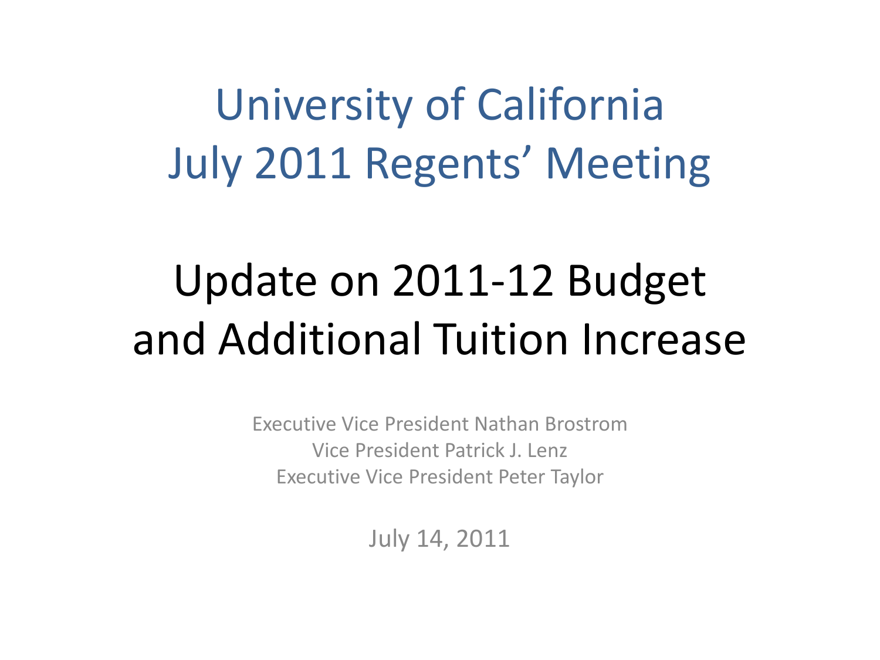# University of California
# July 2011 Regents' Meeting

## Update on 2011-12 Budget and Additional Tuition Increase

Executive Vice President Nathan Brostrom
Vice President Patrick J. Lenz
Executive Vice President Peter Taylor

July 14, 2011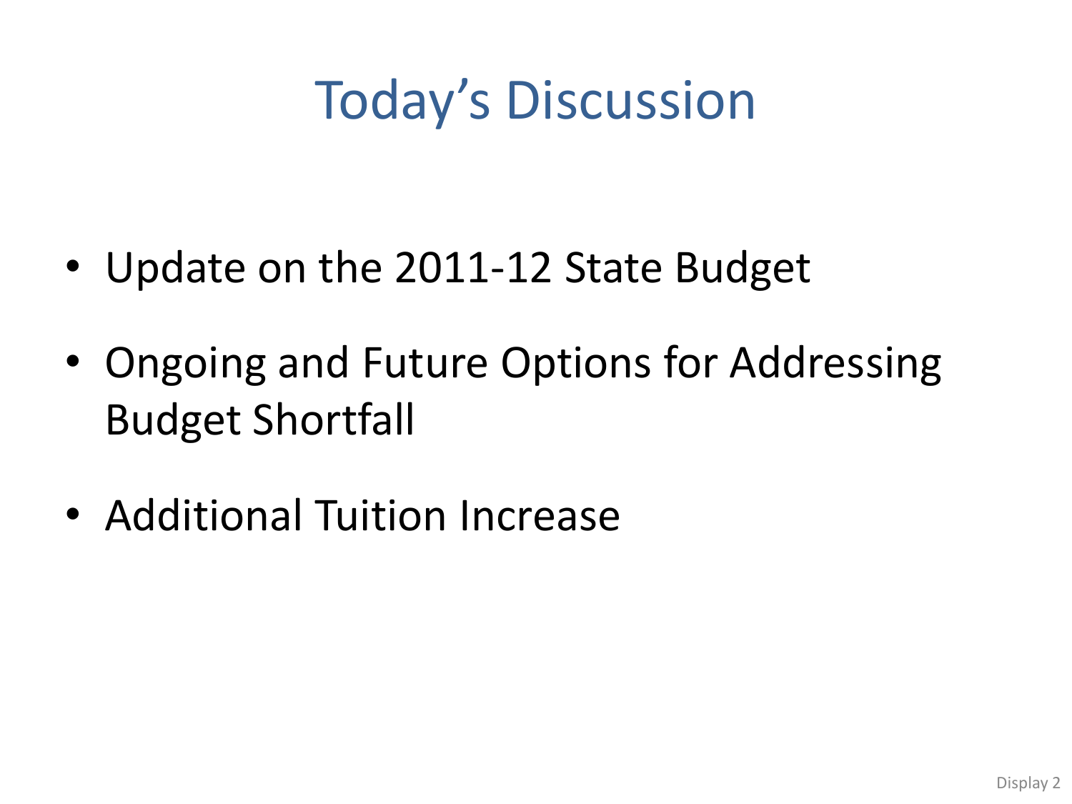# Today's Discussion

- Update on the 2011-12 State Budget
- Ongoing and Future Options for Addressing Budget Shortfall
- Additional Tuition Increase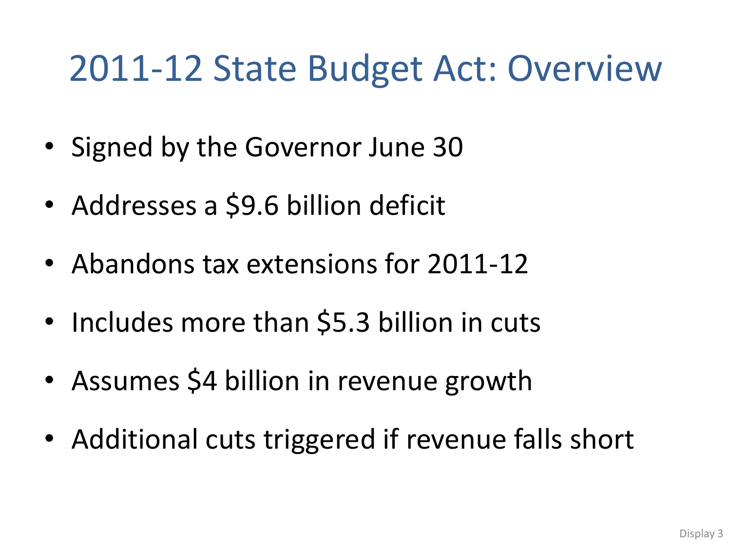# 2011-12 State Budget Act: Overview

- Signed by the Governor June 30
- Addresses a $9.6 billion deficit
- Abandons tax extensions for 2011-12
- Includes more than $5.3 billion in cuts
- Assumes $4 billion in revenue growth
- Additional cuts triggered if revenue falls short

Display 3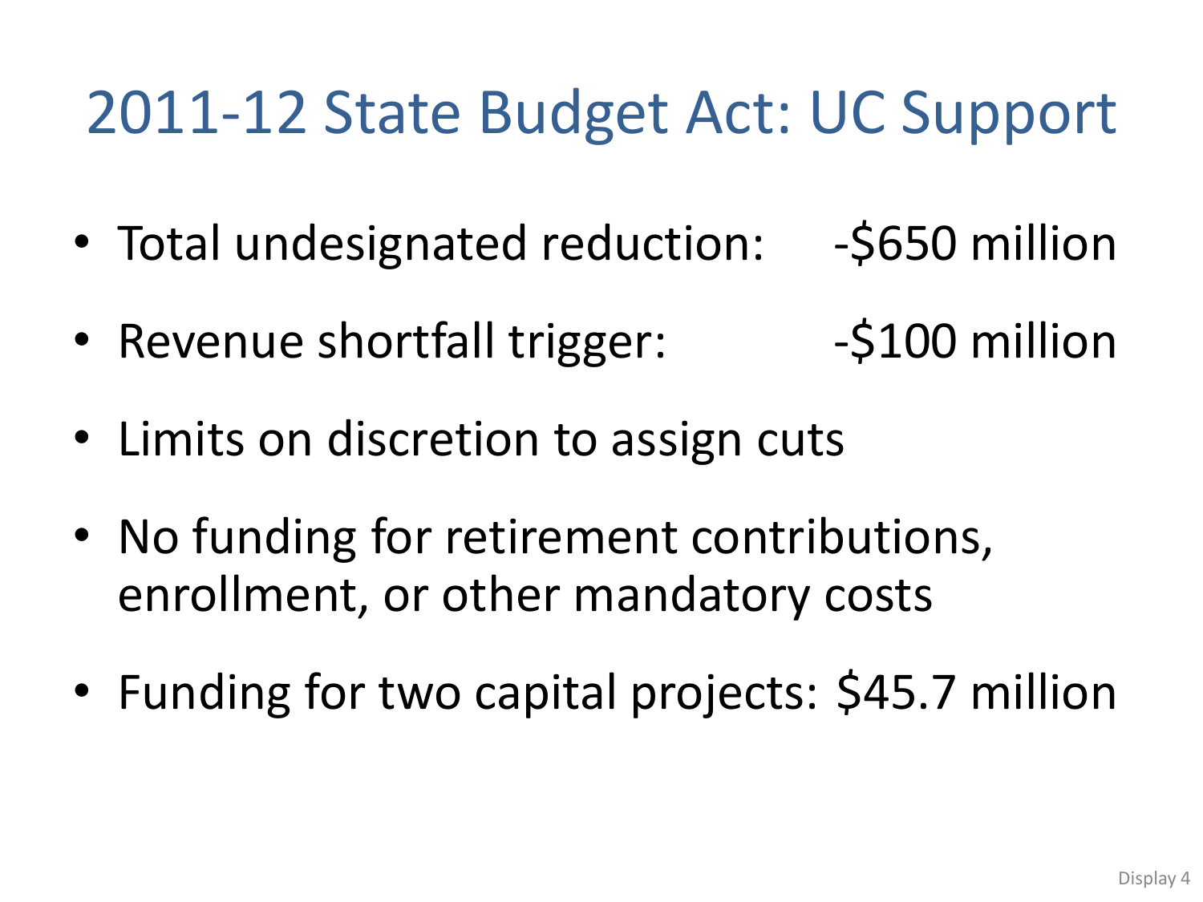# 2011-12 State Budget Act: UC Support

- Total undesignated reduction: -$650 million
- Revenue shortfall trigger: -$100 million
- Limits on discretion to assign cuts
- No funding for retirement contributions, enrollment, or other mandatory costs
- Funding for two capital projects: $45.7 million

Display 4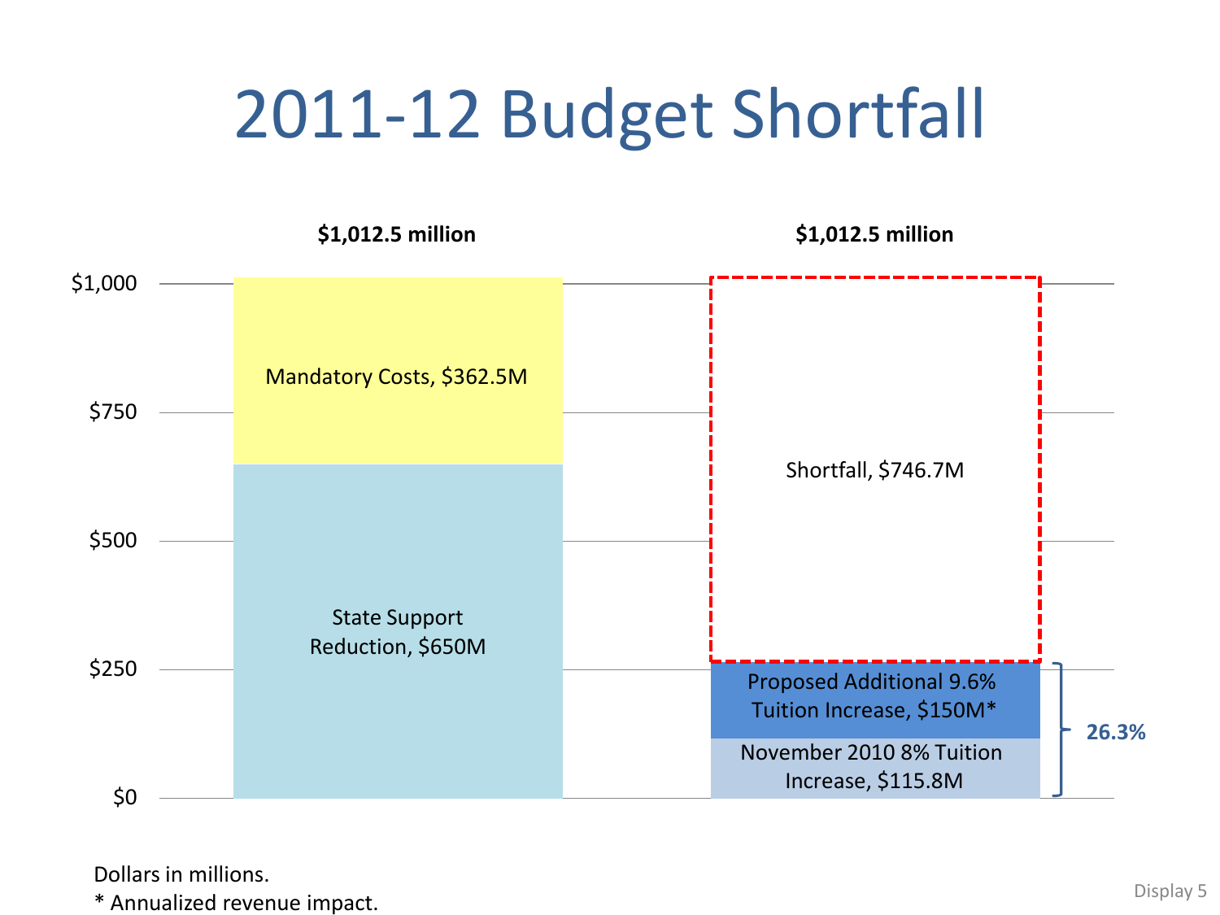# 2011-12 Budget Shortfall

**$1,012.5 million**

- Mandatory Costs, $362.5M
- State Support Reduction, $650M

**$1,012.5 million**

- Shortfall, $746.7M
- Proposed Additional 9.6% Tuition Increase, $150M*
- November 2010 8% Tuition Increase, $115.8M

**26.3%**

$1,000
$750
$500
$250
$0

Dollars in millions.

* Annualized revenue impact.

Display 5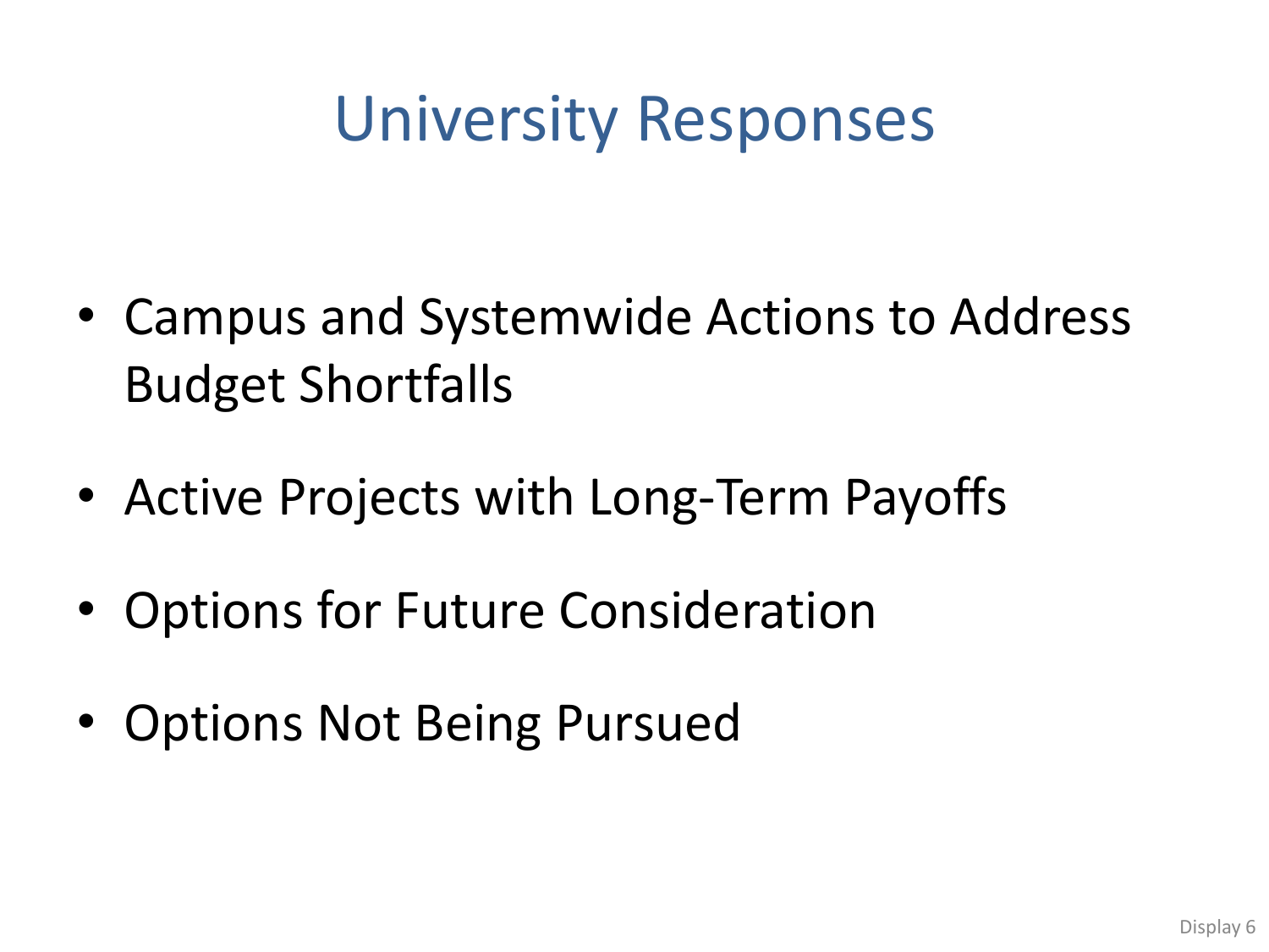# University Responses

- Campus and Systemwide Actions to Address Budget Shortfalls
- Active Projects with Long-Term Payoffs
- Options for Future Consideration
- Options Not Being Pursued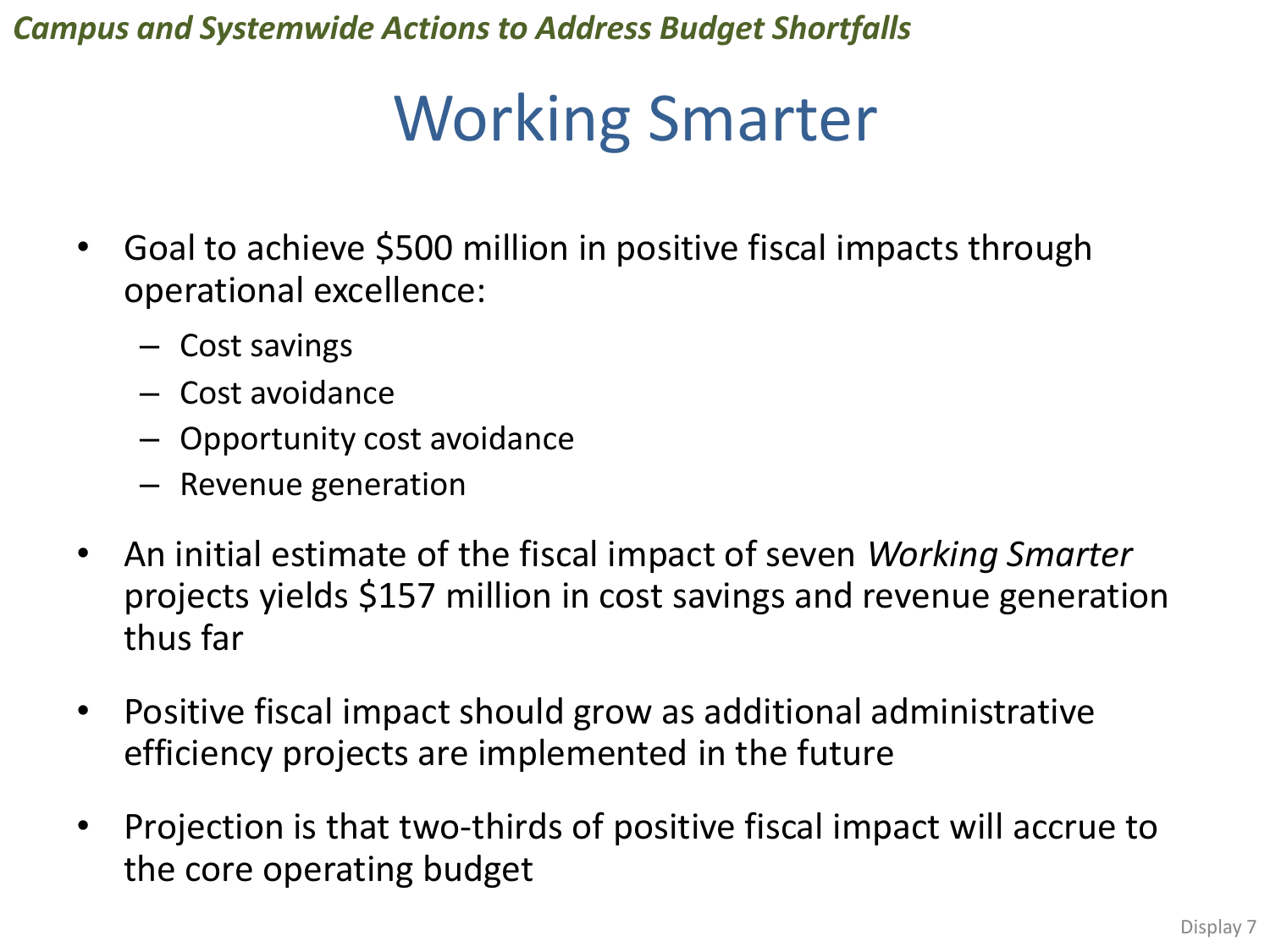*Campus and Systemwide Actions to Address Budget Shortfalls*

# Working Smarter

- Goal to achieve $500 million in positive fiscal impacts through operational excellence:
  - Cost savings
  - Cost avoidance
  - Opportunity cost avoidance
  - Revenue generation
- An initial estimate of the fiscal impact of seven *Working Smarter* projects yields $157 million in cost savings and revenue generation thus far
- Positive fiscal impact should grow as additional administrative efficiency projects are implemented in the future
- Projection is that two-thirds of positive fiscal impact will accrue to the core operating budget

Display 7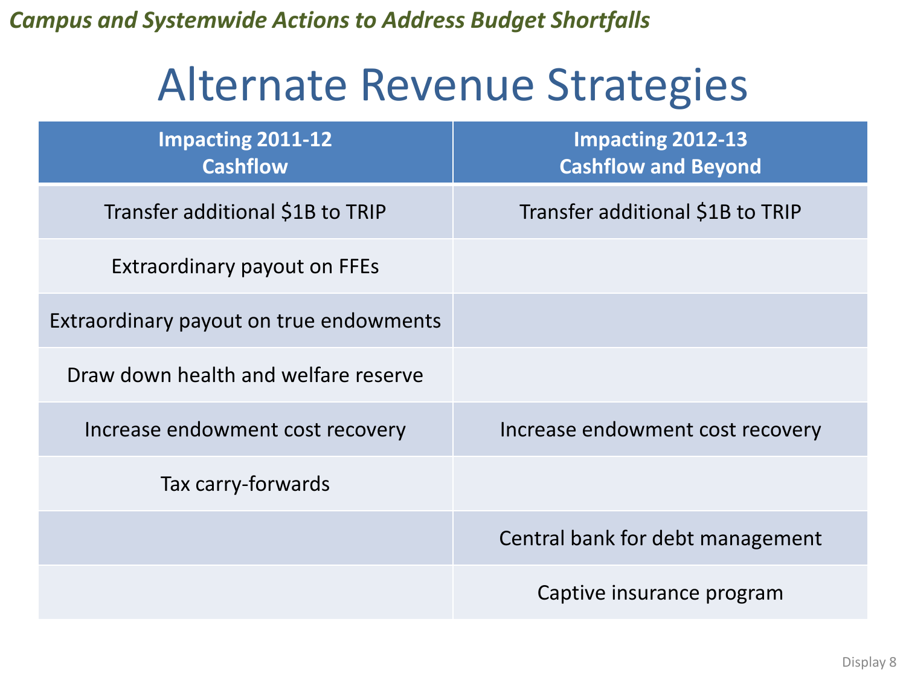*Campus and Systemwide Actions to Address Budget Shortfalls*

# Alternate Revenue Strategies

| Impacting 2011-12 Cashflow | Impacting 2012-13 Cashflow and Beyond |
|---|---|
| Transfer additional $1B to TRIP | Transfer additional $1B to TRIP |
| Extraordinary payout on FFEs | |
| Extraordinary payout on true endowments | |
| Draw down health and welfare reserve | |
| Increase endowment cost recovery | Increase endowment cost recovery |
| Tax carry-forwards | |
| | Central bank for debt management |
| | Captive insurance program |

Display 8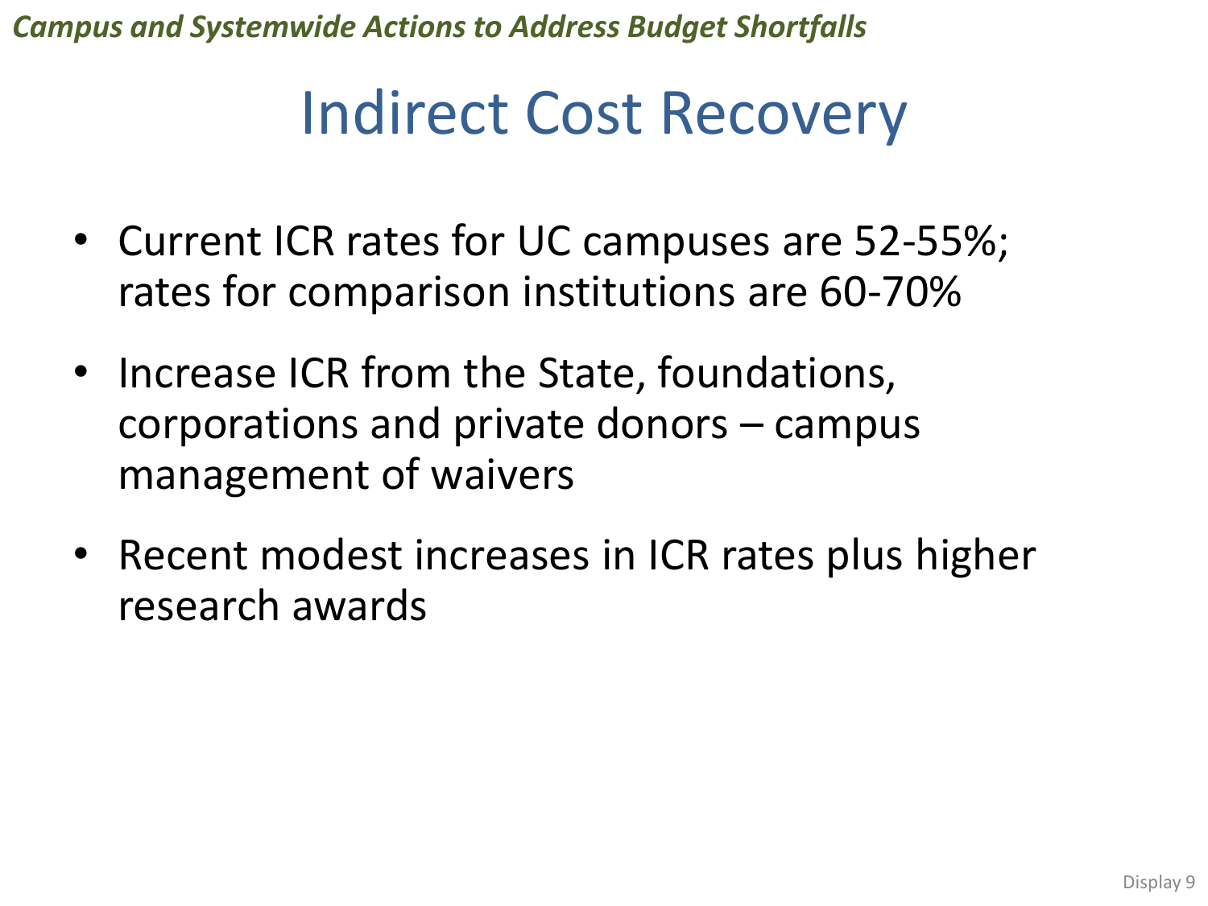*Campus and Systemwide Actions to Address Budget Shortfalls*

# Indirect Cost Recovery

- Current ICR rates for UC campuses are 52-55%; rates for comparison institutions are 60-70%
- Increase ICR from the State, foundations, corporations and private donors – campus management of waivers
- Recent modest increases in ICR rates plus higher research awards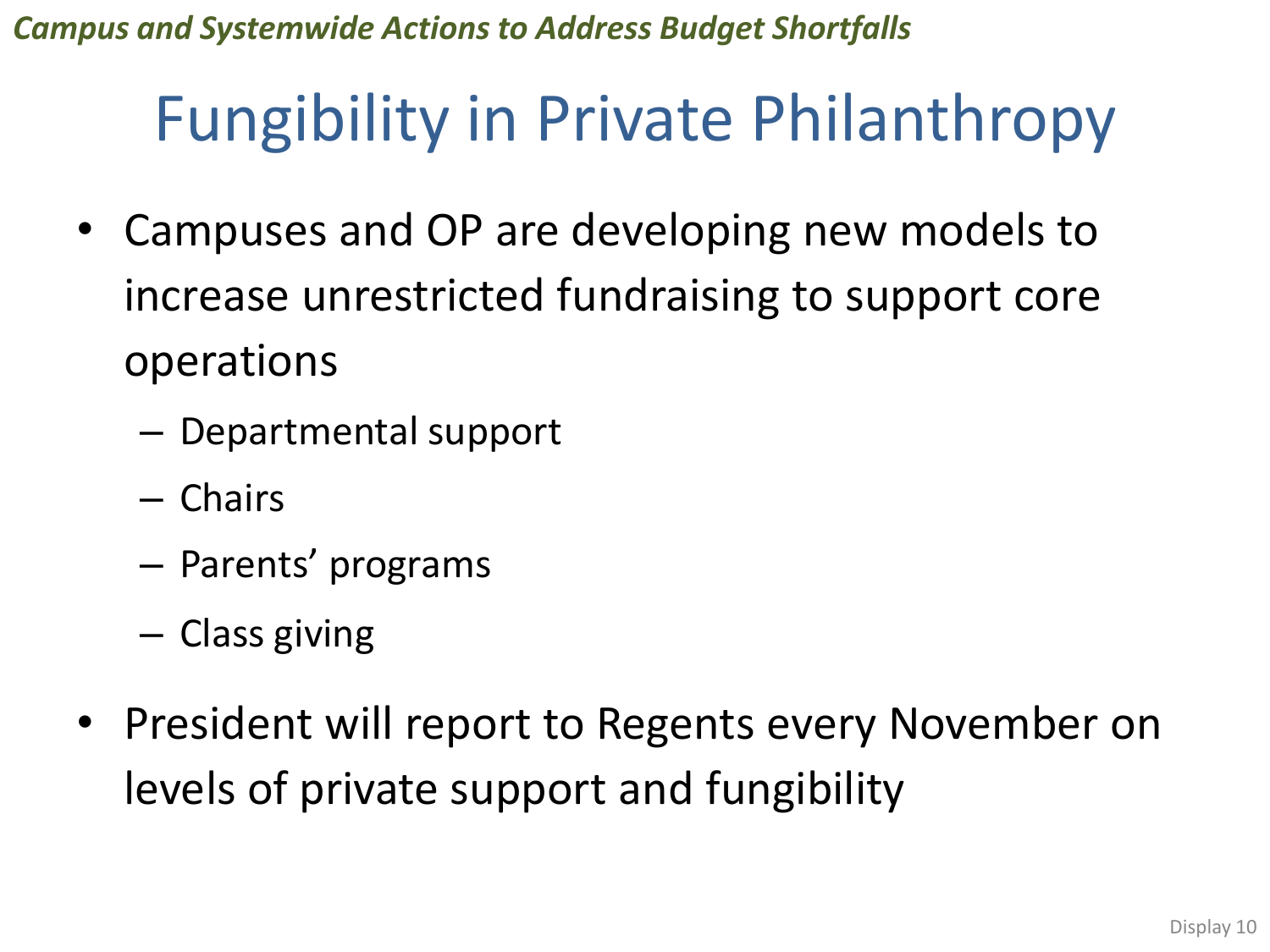*Campus and Systemwide Actions to Address Budget Shortfalls*

# Fungibility in Private Philanthropy

- Campuses and OP are developing new models to increase unrestricted fundraising to support core operations
  - Departmental support
  - Chairs
  - Parents' programs
  - Class giving
- President will report to Regents every November on levels of private support and fungibility

Display 10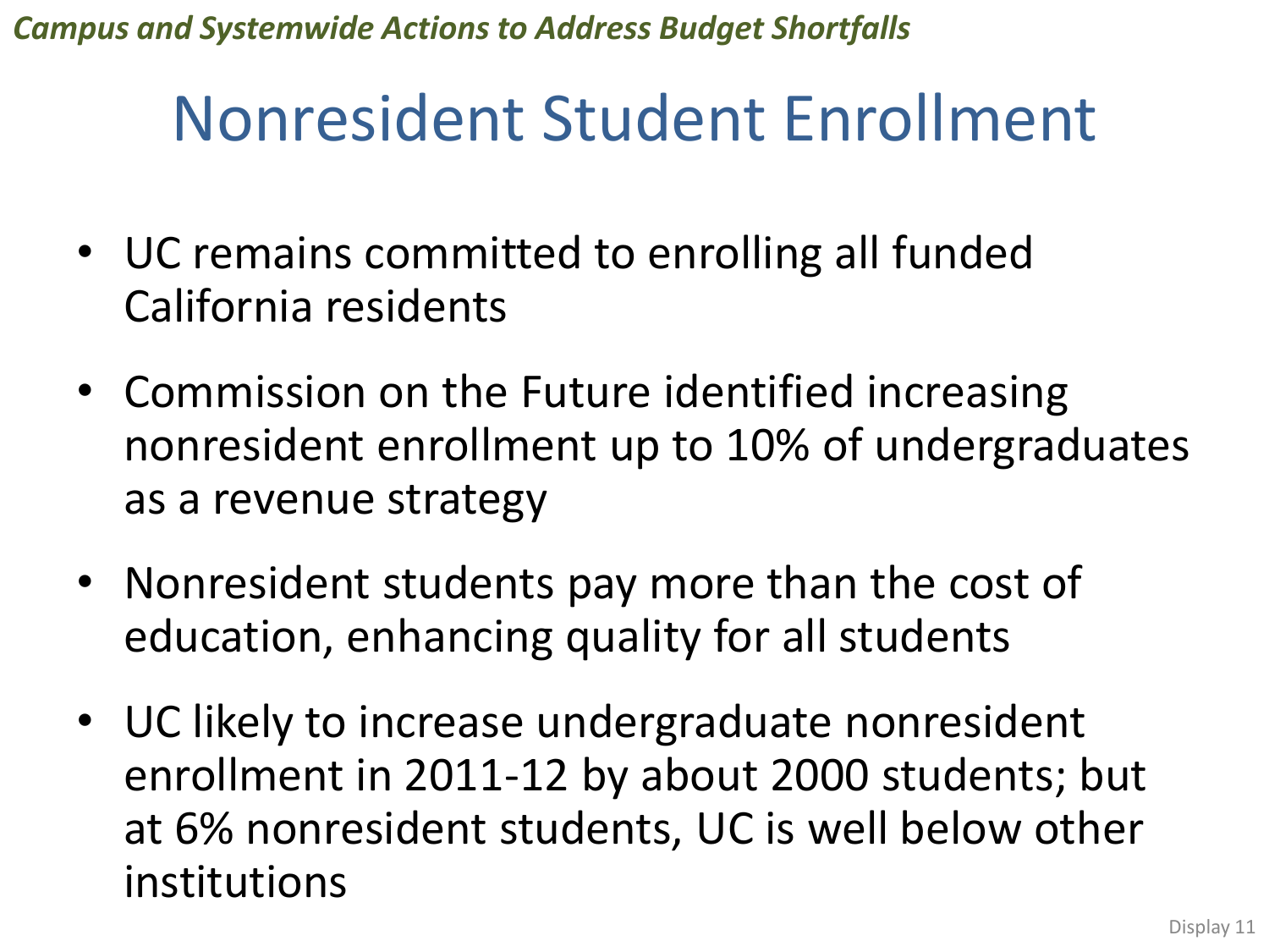*Campus and Systemwide Actions to Address Budget Shortfalls*

# Nonresident Student Enrollment

- UC remains committed to enrolling all funded California residents
- Commission on the Future identified increasing nonresident enrollment up to 10% of undergraduates as a revenue strategy
- Nonresident students pay more than the cost of education, enhancing quality for all students
- UC likely to increase undergraduate nonresident enrollment in 2011-12 by about 2000 students; but at 6% nonresident students, UC is well below other institutions

Display 11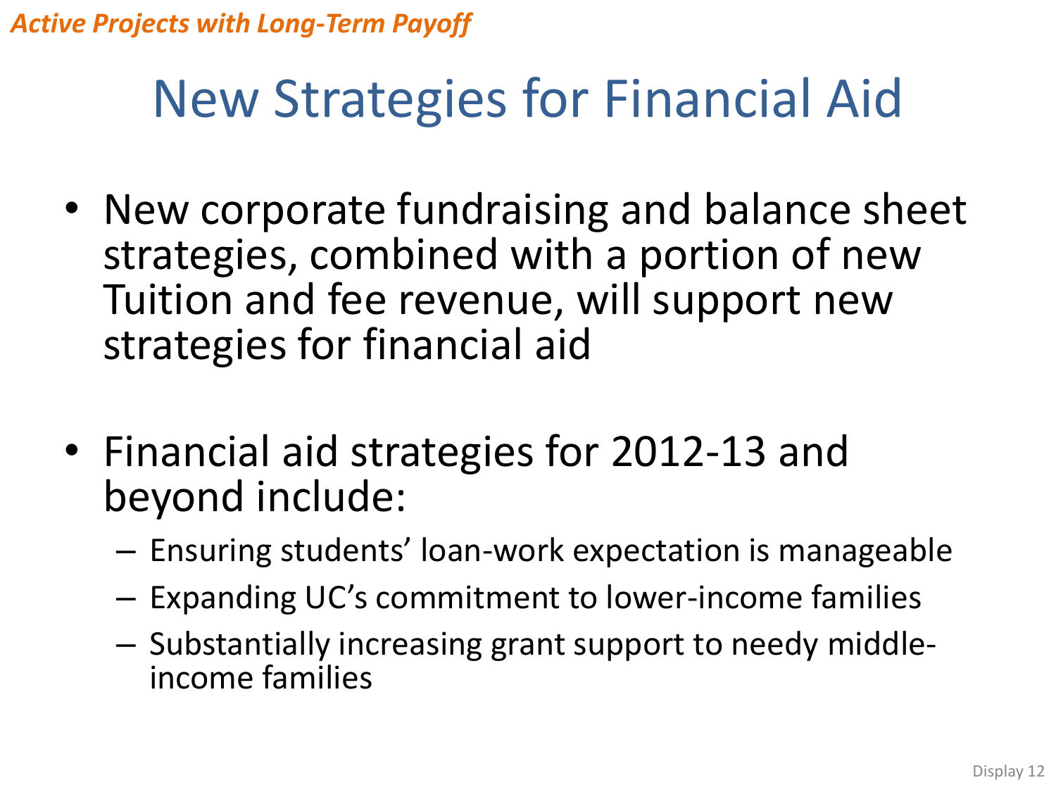*Active Projects with Long-Term Payoff*

# New Strategies for Financial Aid

- New corporate fundraising and balance sheet strategies, combined with a portion of new Tuition and fee revenue, will support new strategies for financial aid

- Financial aid strategies for 2012-13 and beyond include:
  - Ensuring students' loan-work expectation is manageable
  - Expanding UC's commitment to lower-income families
  - Substantially increasing grant support to needy middle-income families

Display 12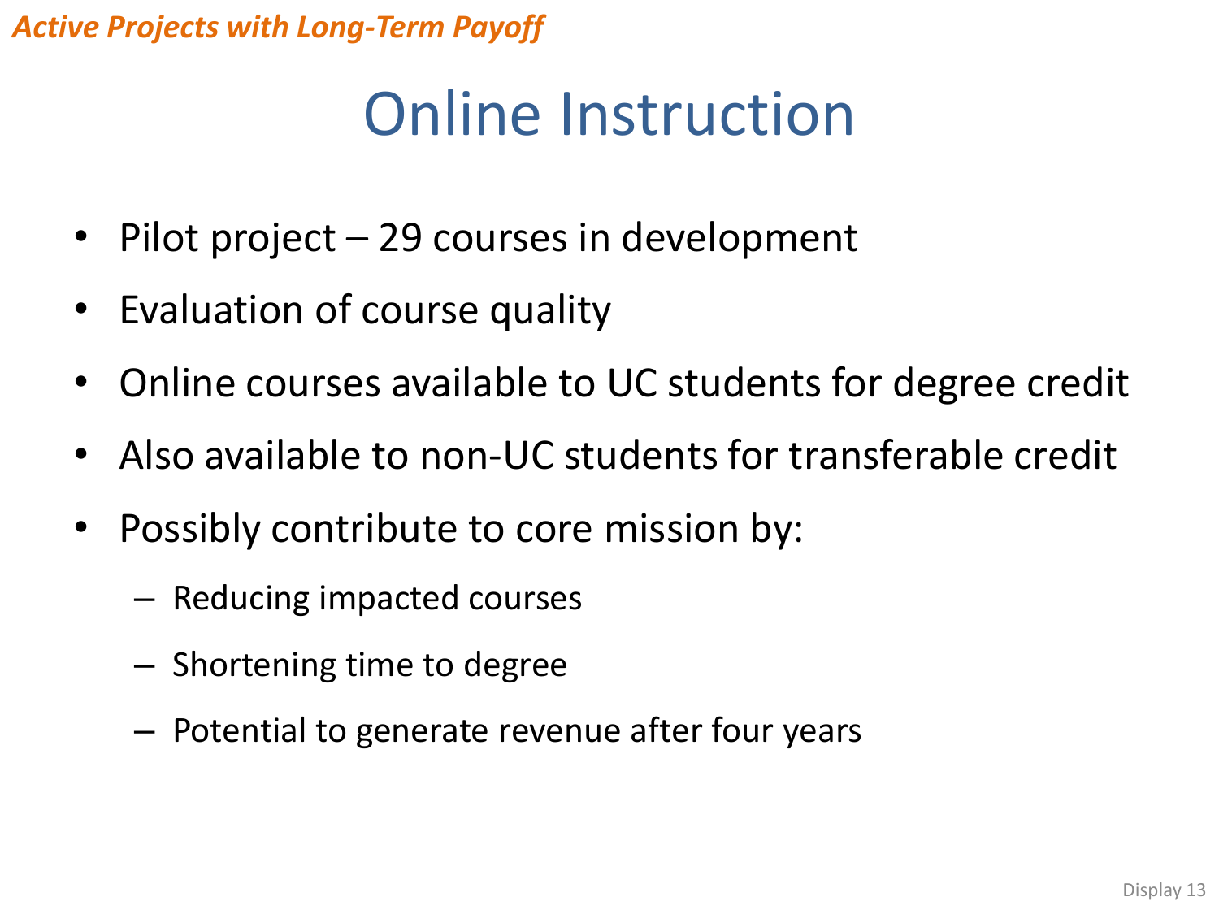*Active Projects with Long-Term Payoff*

# Online Instruction

- Pilot project – 29 courses in development
- Evaluation of course quality
- Online courses available to UC students for degree credit
- Also available to non-UC students for transferable credit
- Possibly contribute to core mission by:
  - Reducing impacted courses
  - Shortening time to degree
  - Potential to generate revenue after four years

Display 13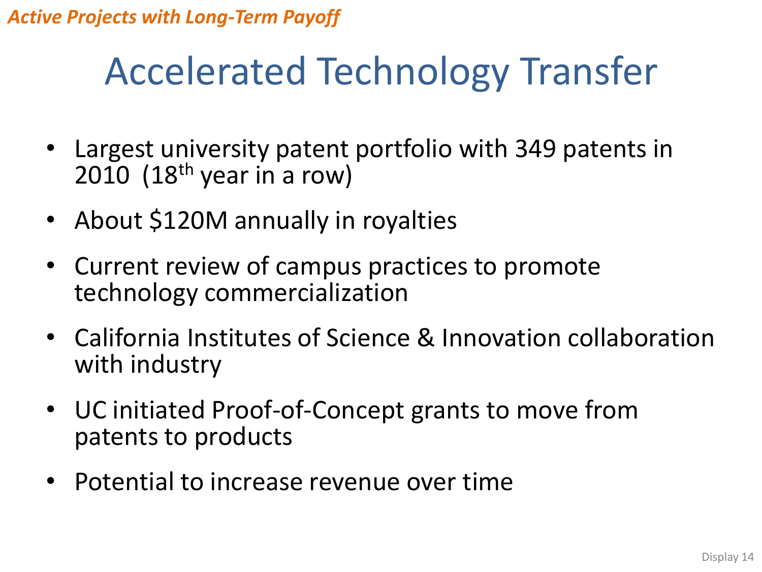*Active Projects with Long-Term Payoff*

# Accelerated Technology Transfer

- Largest university patent portfolio with 349 patents in 2010 (18th year in a row)
- About $120M annually in royalties
- Current review of campus practices to promote technology commercialization
- California Institutes of Science & Innovation collaboration with industry
- UC initiated Proof-of-Concept grants to move from patents to products
- Potential to increase revenue over time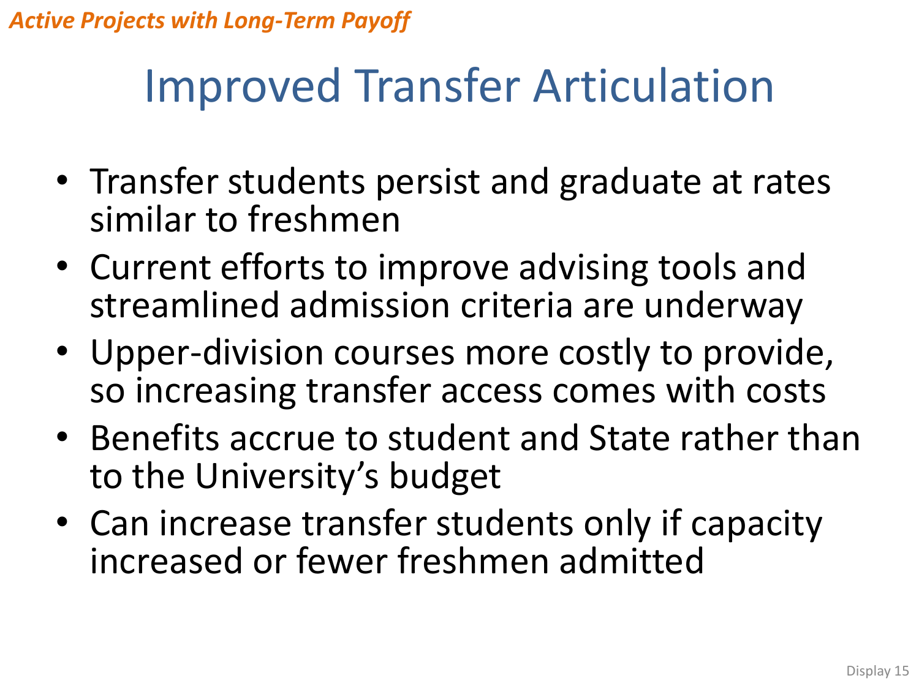*Active Projects with Long-Term Payoff*

# Improved Transfer Articulation

- Transfer students persist and graduate at rates similar to freshmen
- Current efforts to improve advising tools and streamlined admission criteria are underway
- Upper-division courses more costly to provide, so increasing transfer access comes with costs
- Benefits accrue to student and State rather than to the University's budget
- Can increase transfer students only if capacity increased or fewer freshmen admitted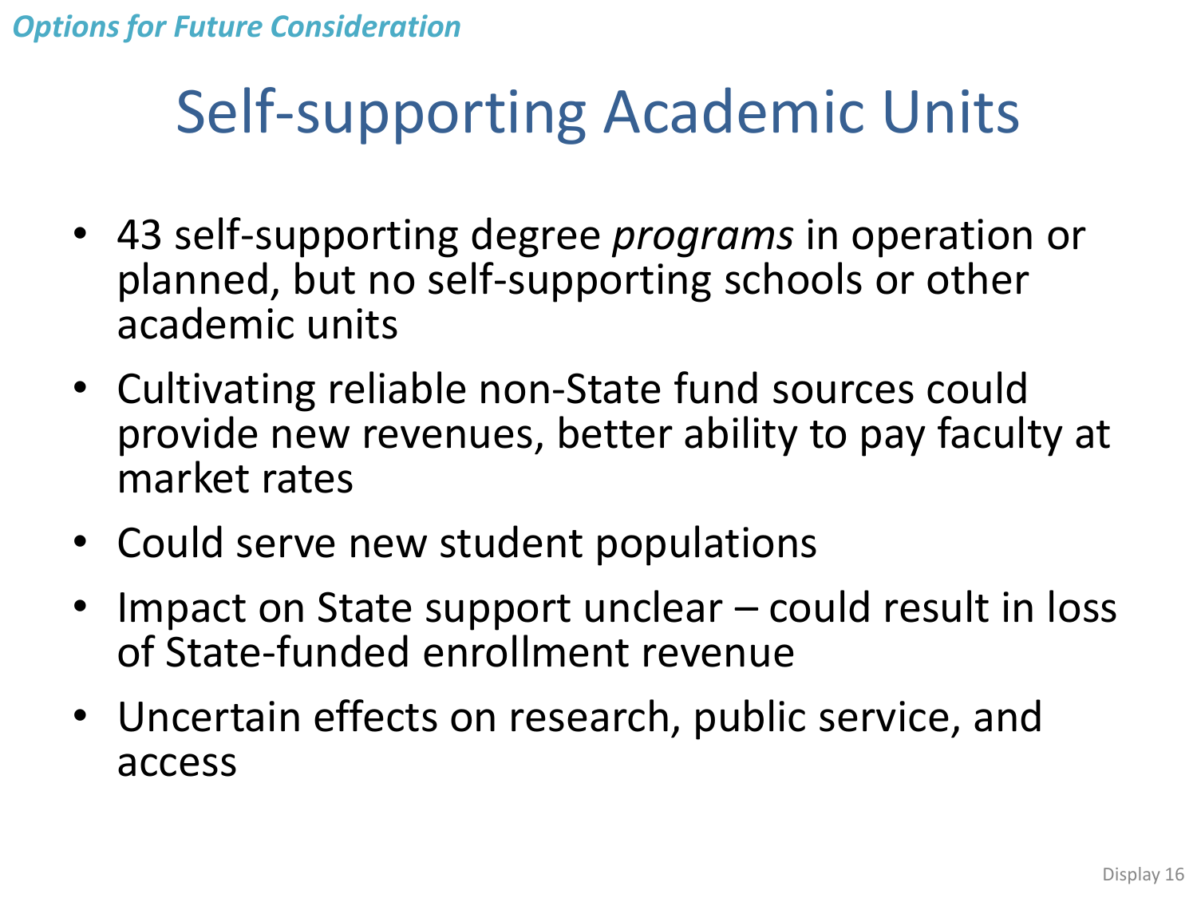*Options for Future Consideration*

# Self-supporting Academic Units

- 43 self-supporting degree *programs* in operation or planned, but no self-supporting schools or other academic units
- Cultivating reliable non-State fund sources could provide new revenues, better ability to pay faculty at market rates
- Could serve new student populations
- Impact on State support unclear – could result in loss of State-funded enrollment revenue
- Uncertain effects on research, public service, and access

Display 16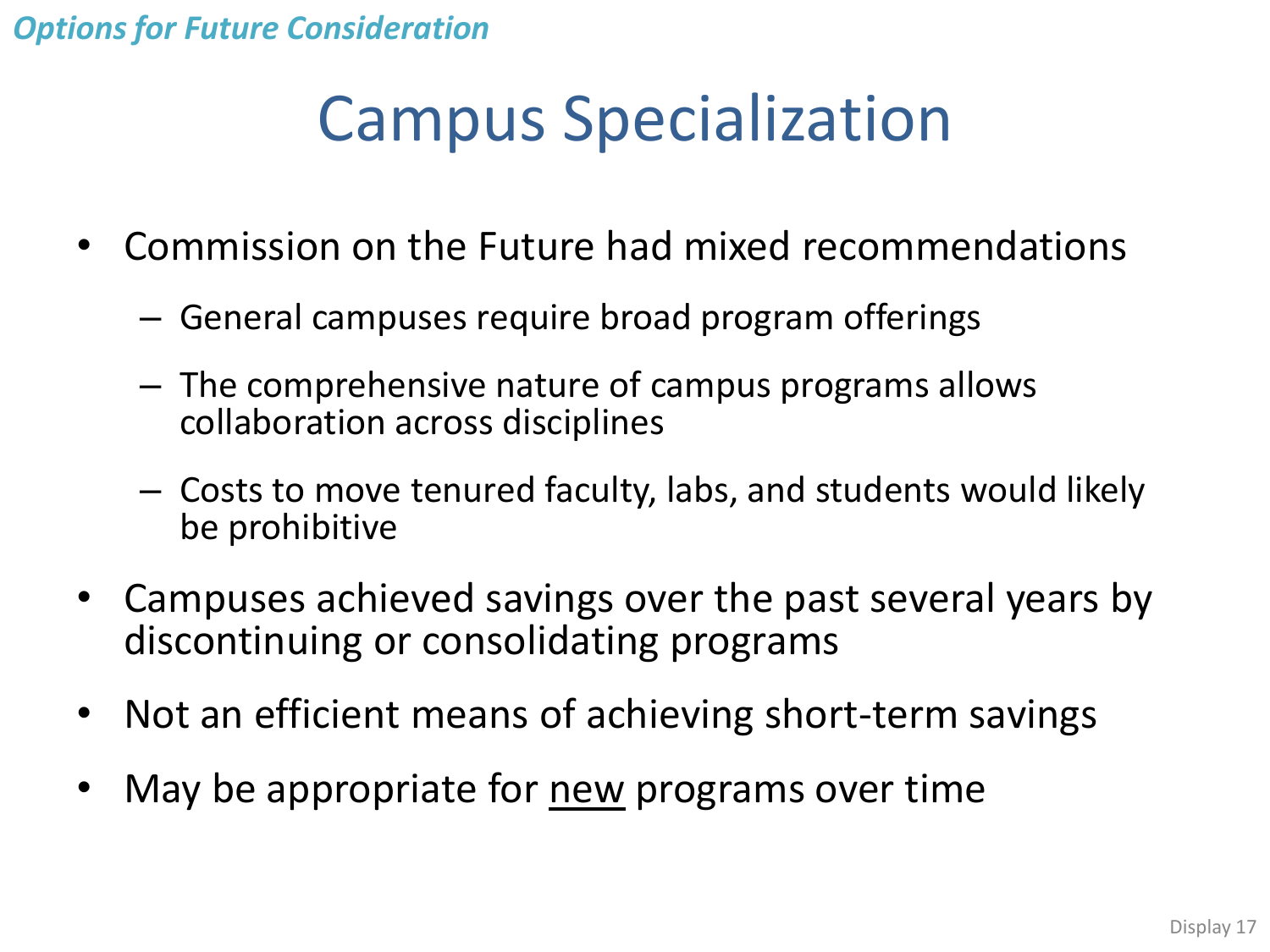*Options for Future Consideration*

# Campus Specialization

- Commission on the Future had mixed recommendations
  - General campuses require broad program offerings
  - The comprehensive nature of campus programs allows collaboration across disciplines
  - Costs to move tenured faculty, labs, and students would likely be prohibitive
- Campuses achieved savings over the past several years by discontinuing or consolidating programs
- Not an efficient means of achieving short-term savings
- May be appropriate for <u>new</u> programs over time

Display 17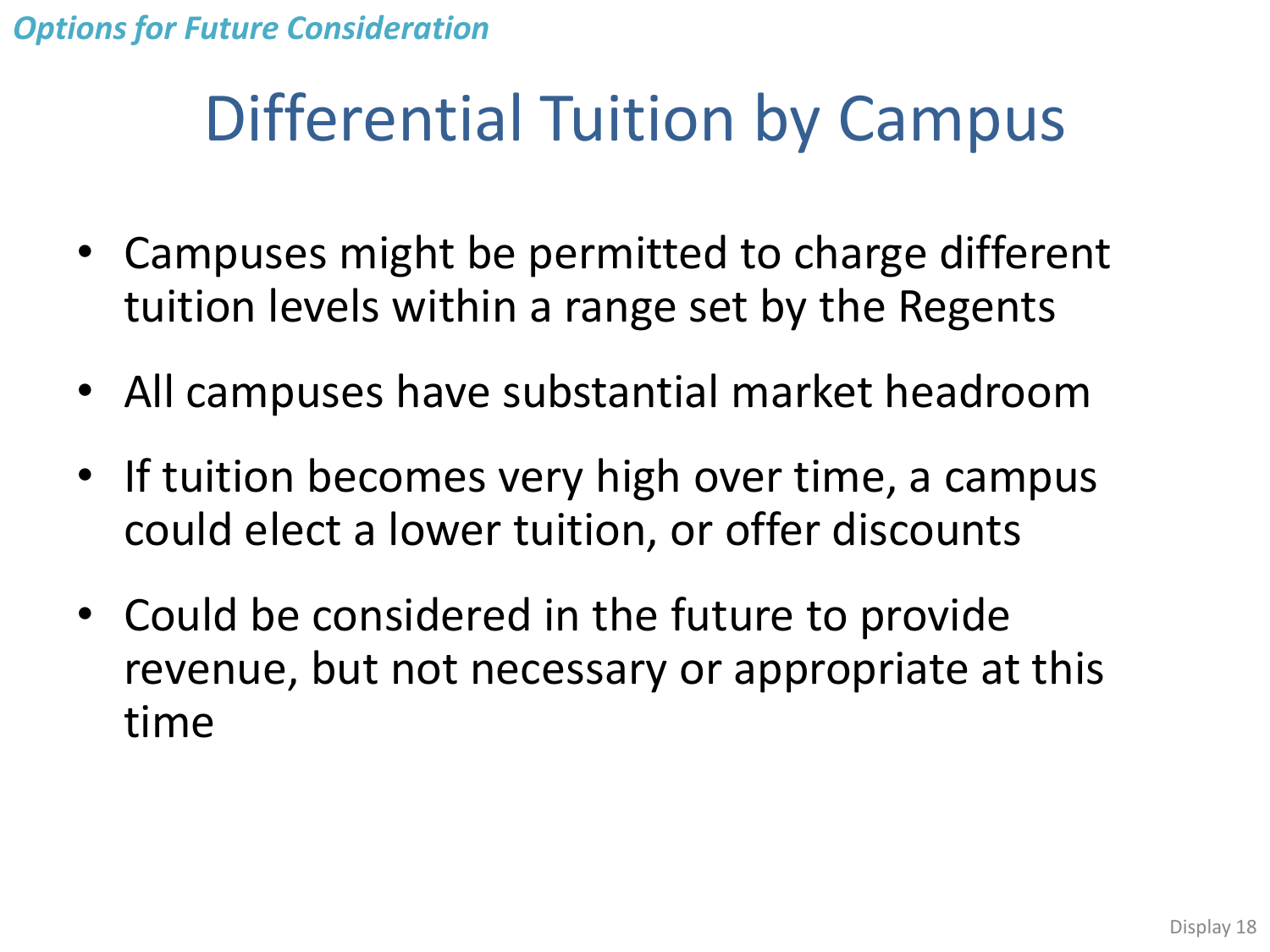*Options for Future Consideration*

# Differential Tuition by Campus

- Campuses might be permitted to charge different tuition levels within a range set by the Regents
- All campuses have substantial market headroom
- If tuition becomes very high over time, a campus could elect a lower tuition, or offer discounts
- Could be considered in the future to provide revenue, but not necessary or appropriate at this time

Display 18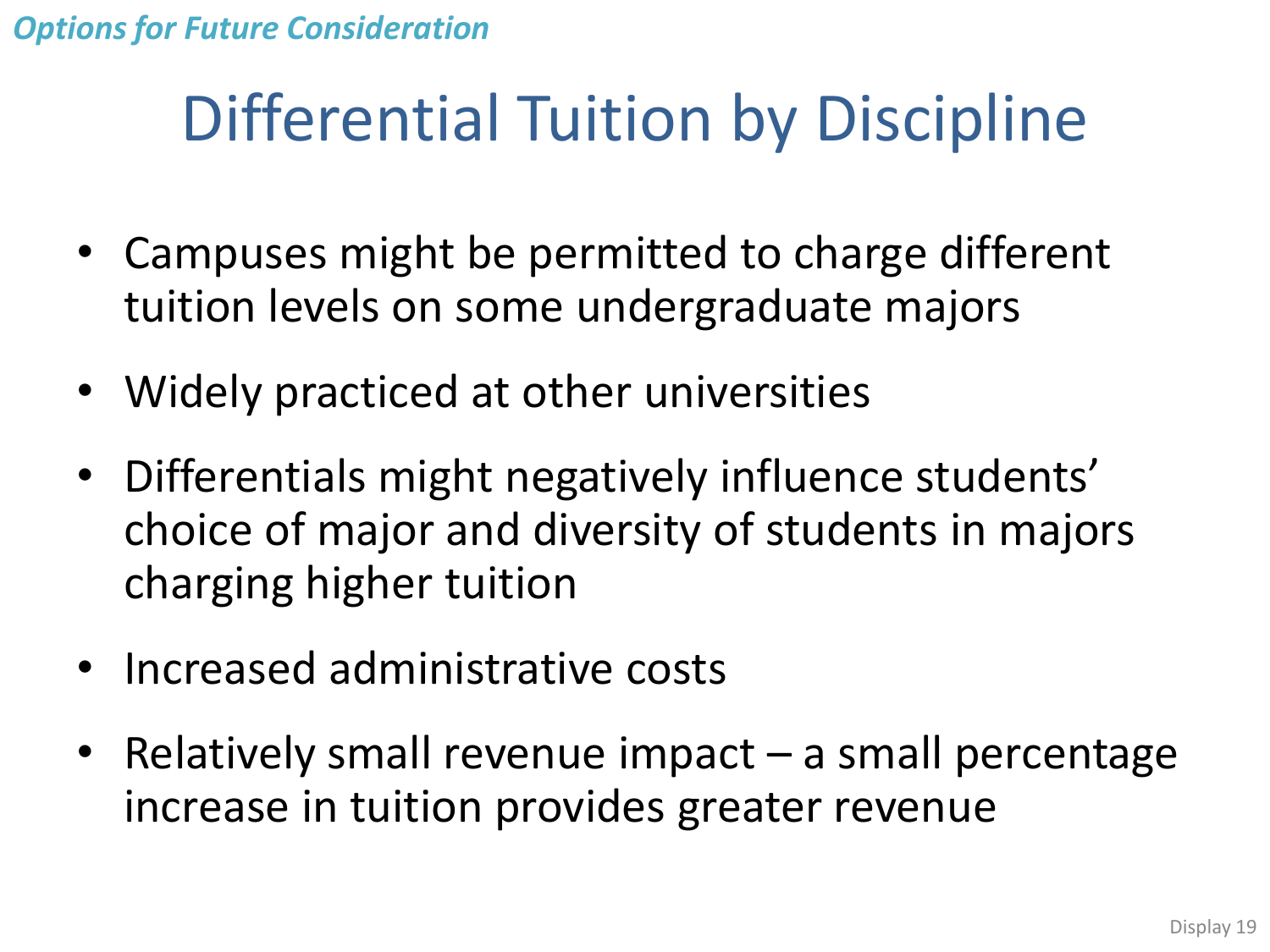*Options for Future Consideration*

# Differential Tuition by Discipline

- Campuses might be permitted to charge different tuition levels on some undergraduate majors
- Widely practiced at other universities
- Differentials might negatively influence students' choice of major and diversity of students in majors charging higher tuition
- Increased administrative costs
- Relatively small revenue impact – a small percentage increase in tuition provides greater revenue

Display 19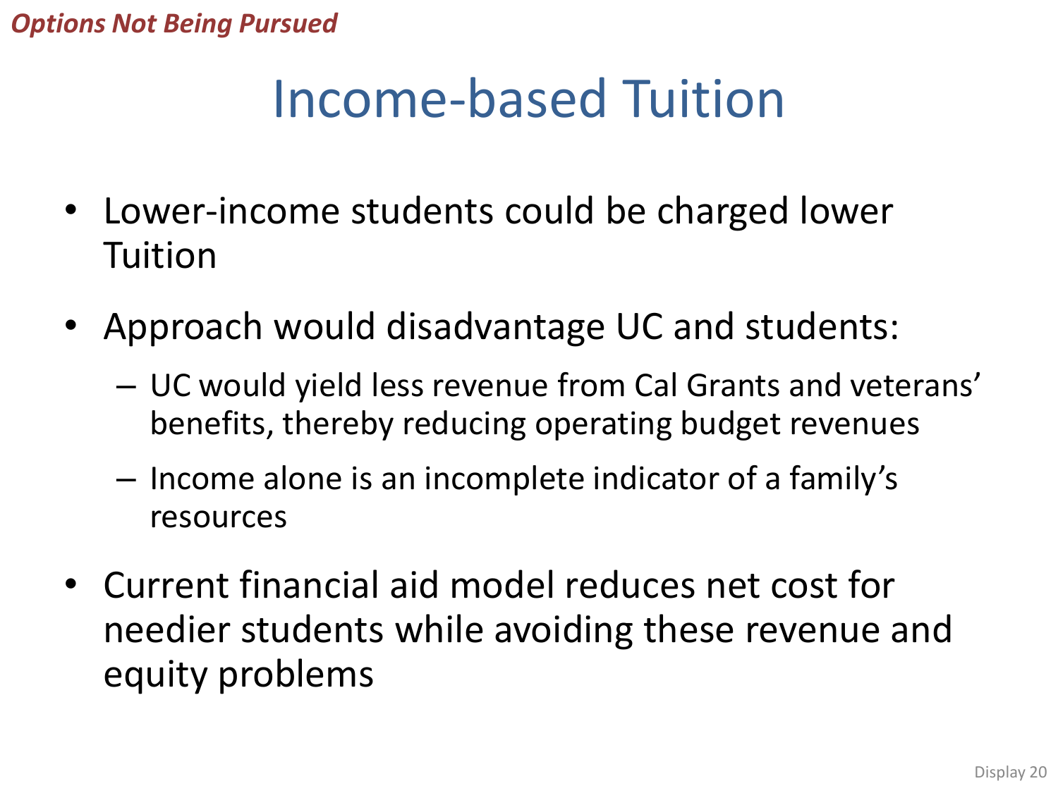*Options Not Being Pursued*

# Income-based Tuition

- Lower-income students could be charged lower Tuition
- Approach would disadvantage UC and students:
  - UC would yield less revenue from Cal Grants and veterans' benefits, thereby reducing operating budget revenues
  - Income alone is an incomplete indicator of a family's resources
- Current financial aid model reduces net cost for needier students while avoiding these revenue and equity problems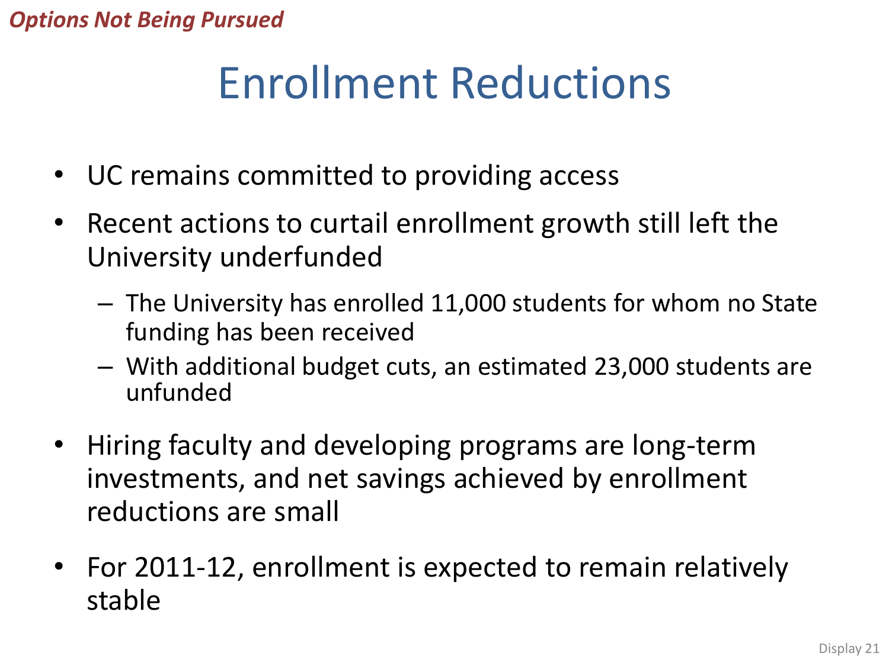*Options Not Being Pursued*

# Enrollment Reductions

- UC remains committed to providing access
- Recent actions to curtail enrollment growth still left the University underfunded
  - The University has enrolled 11,000 students for whom no State funding has been received
  - With additional budget cuts, an estimated 23,000 students are unfunded
- Hiring faculty and developing programs are long-term investments, and net savings achieved by enrollment reductions are small
- For 2011-12, enrollment is expected to remain relatively stable

Display 21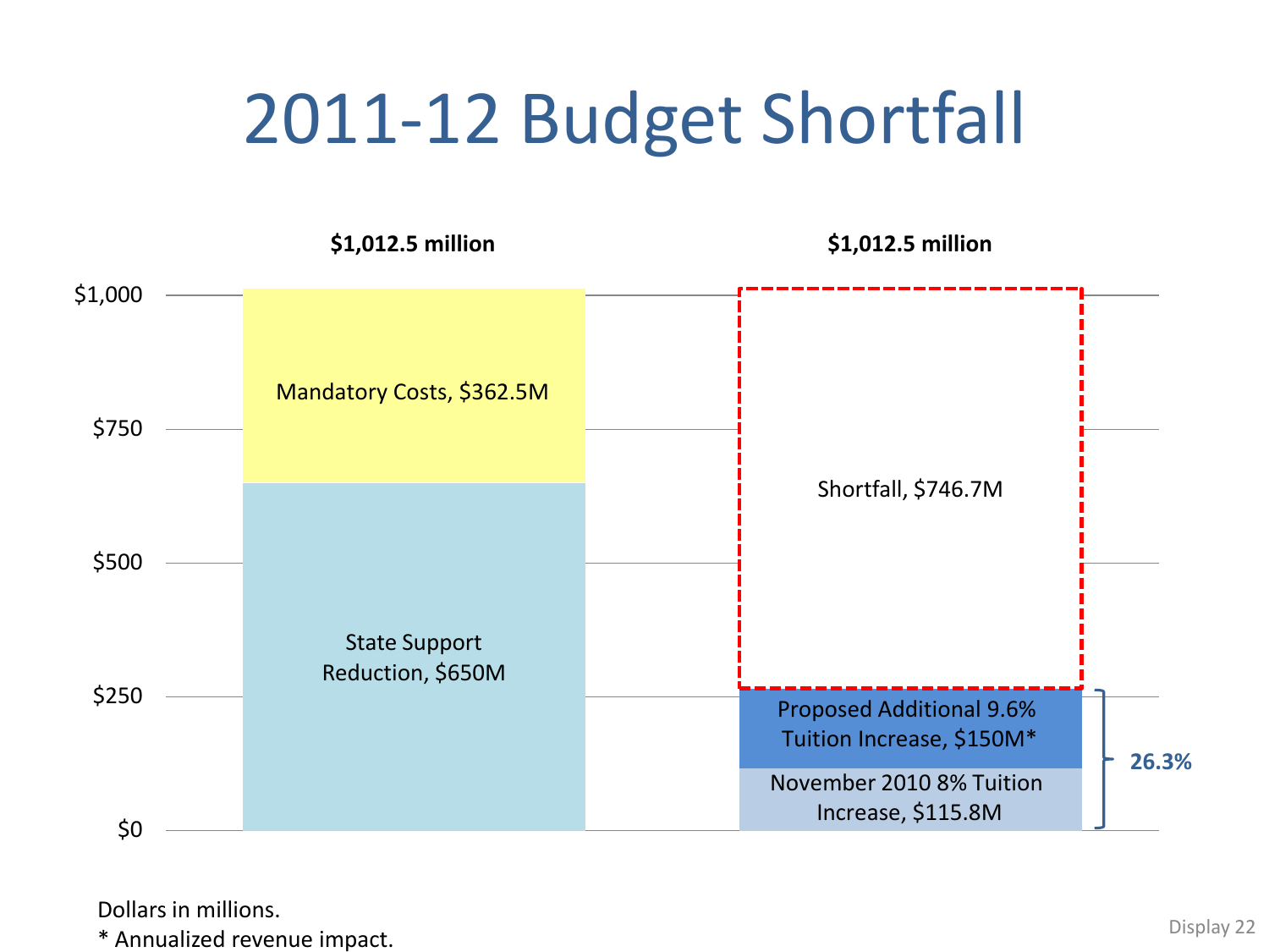# 2011-12 Budget Shortfall

| | $1,012.5 million | $1,012.5 million |
|---|---|---|
| | Mandatory Costs, $362.5M | Shortfall, $746.7M |
| | State Support Reduction, $650M | Proposed Additional 9.6% Tuition Increase, $150M* |
| | | November 2010 8% Tuition Increase, $115.8M |

26.3%

Dollars in millions.

* Annualized revenue impact.

Display 22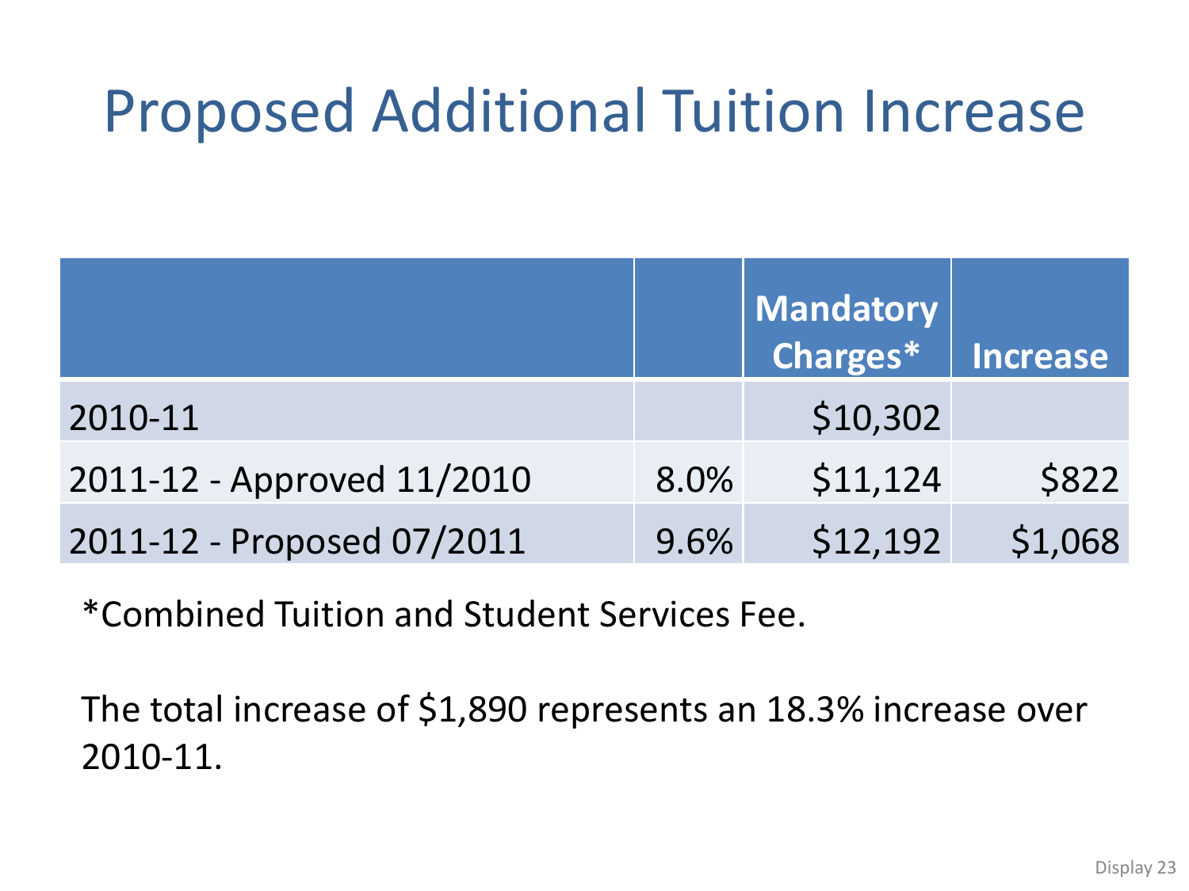# Proposed Additional Tuition Increase

| | | Mandatory Charges* | Increase |
|---|---|---|---|
| 2010-11 | | $10,302 | |
| 2011-12 - Approved 11/2010 | 8.0% | $11,124 | $822 |
| 2011-12 - Proposed 07/2011 | 9.6% | $12,192 | $1,068 |

*Combined Tuition and Student Services Fee.

The total increase of $1,890 represents an 18.3% increase over 2010-11.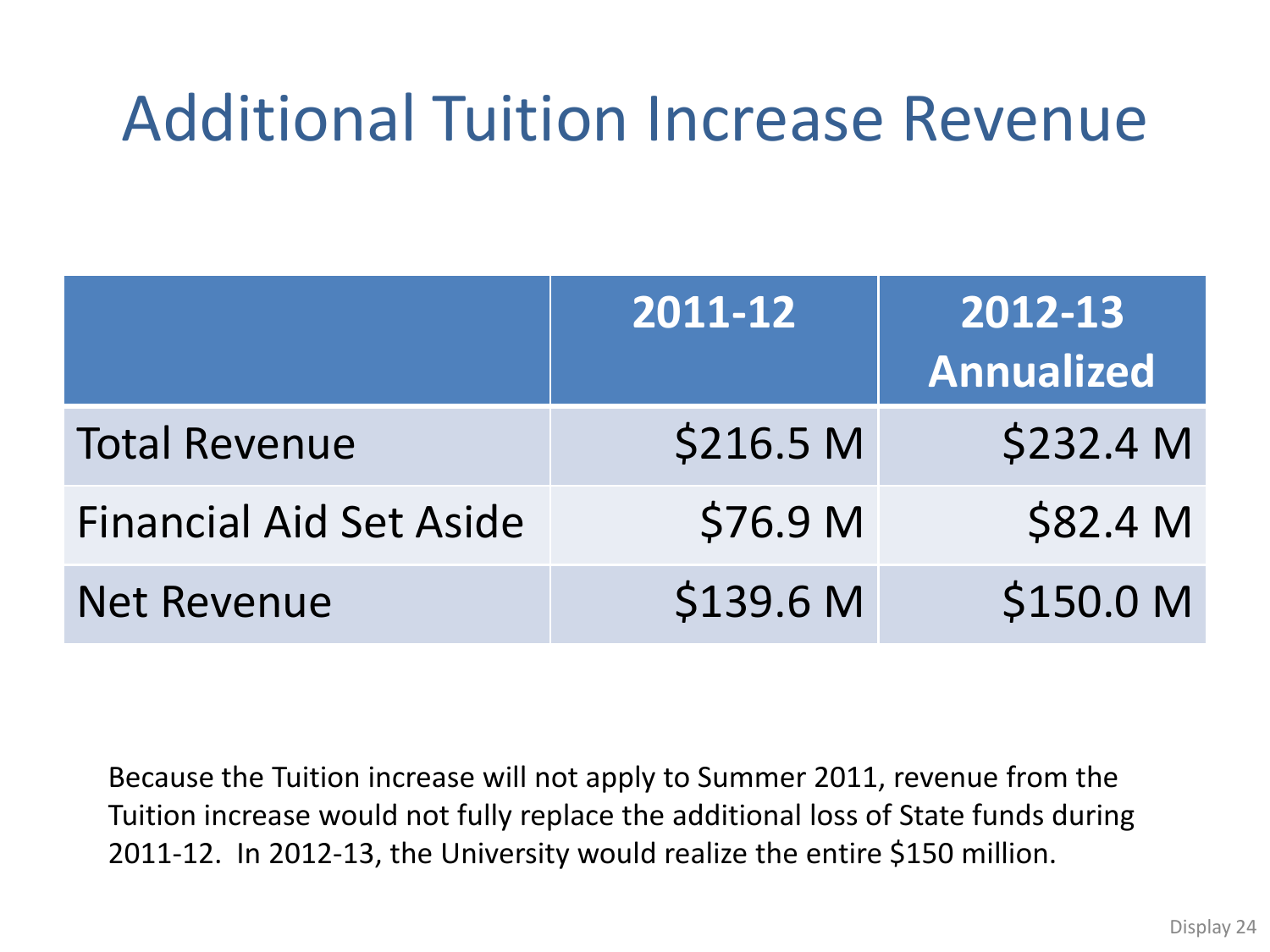# Additional Tuition Increase Revenue

| | 2011-12 | 2012-13 Annualized |
|---|---|---|
| Total Revenue | $216.5 M | $232.4 M |
| Financial Aid Set Aside | $76.9 M | $82.4 M |
| Net Revenue | $139.6 M | $150.0 M |

Because the Tuition increase will not apply to Summer 2011, revenue from the Tuition increase would not fully replace the additional loss of State funds during 2011-12. In 2012-13, the University would realize the entire $150 million.

Display 24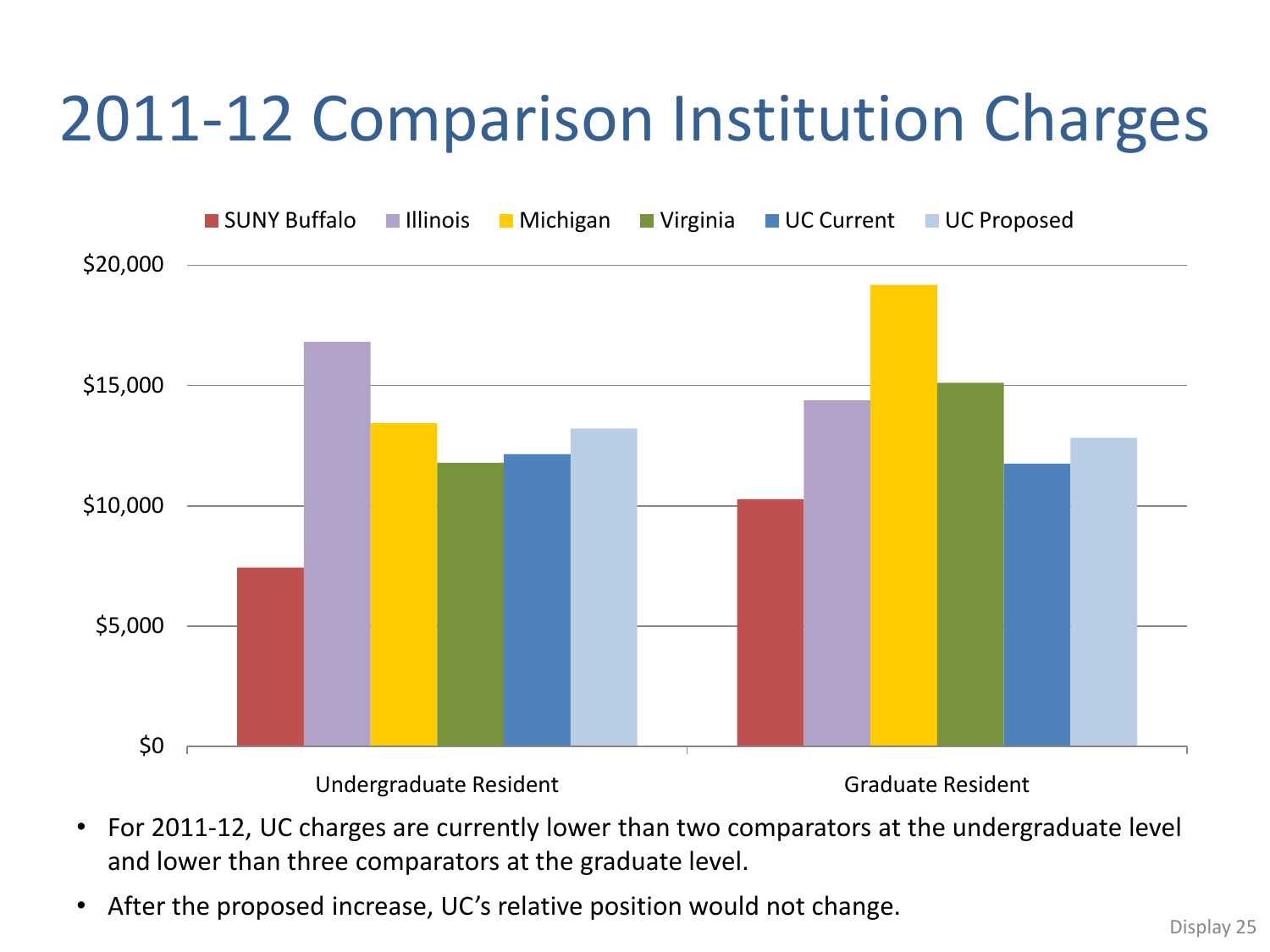# 2011-12 Comparison Institution Charges

- For 2011-12, UC charges are currently lower than two comparators at the undergraduate level and lower than three comparators at the graduate level.
- After the proposed increase, UC's relative position would not change.

Display 25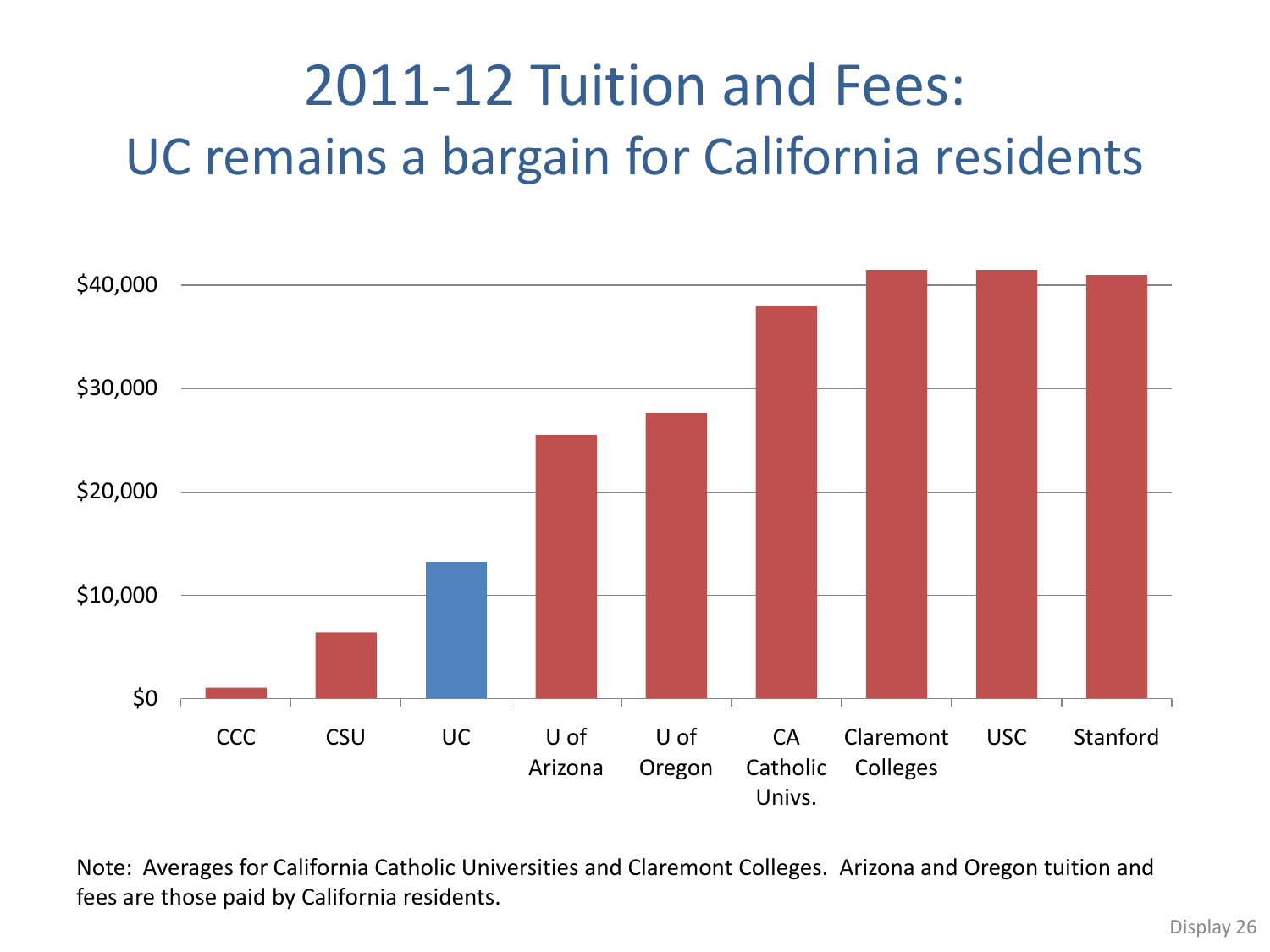# 2011-12 Tuition and Fees:
## UC remains a bargain for California residents

$40,000
$30,000
$20,000
$10,000
$0

CCC | CSU | UC | U of Arizona | U of Oregon | CA Catholic Univs. | Claremont Colleges | USC | Stanford

Note: Averages for California Catholic Universities and Claremont Colleges. Arizona and Oregon tuition and fees are those paid by California residents.

Display 26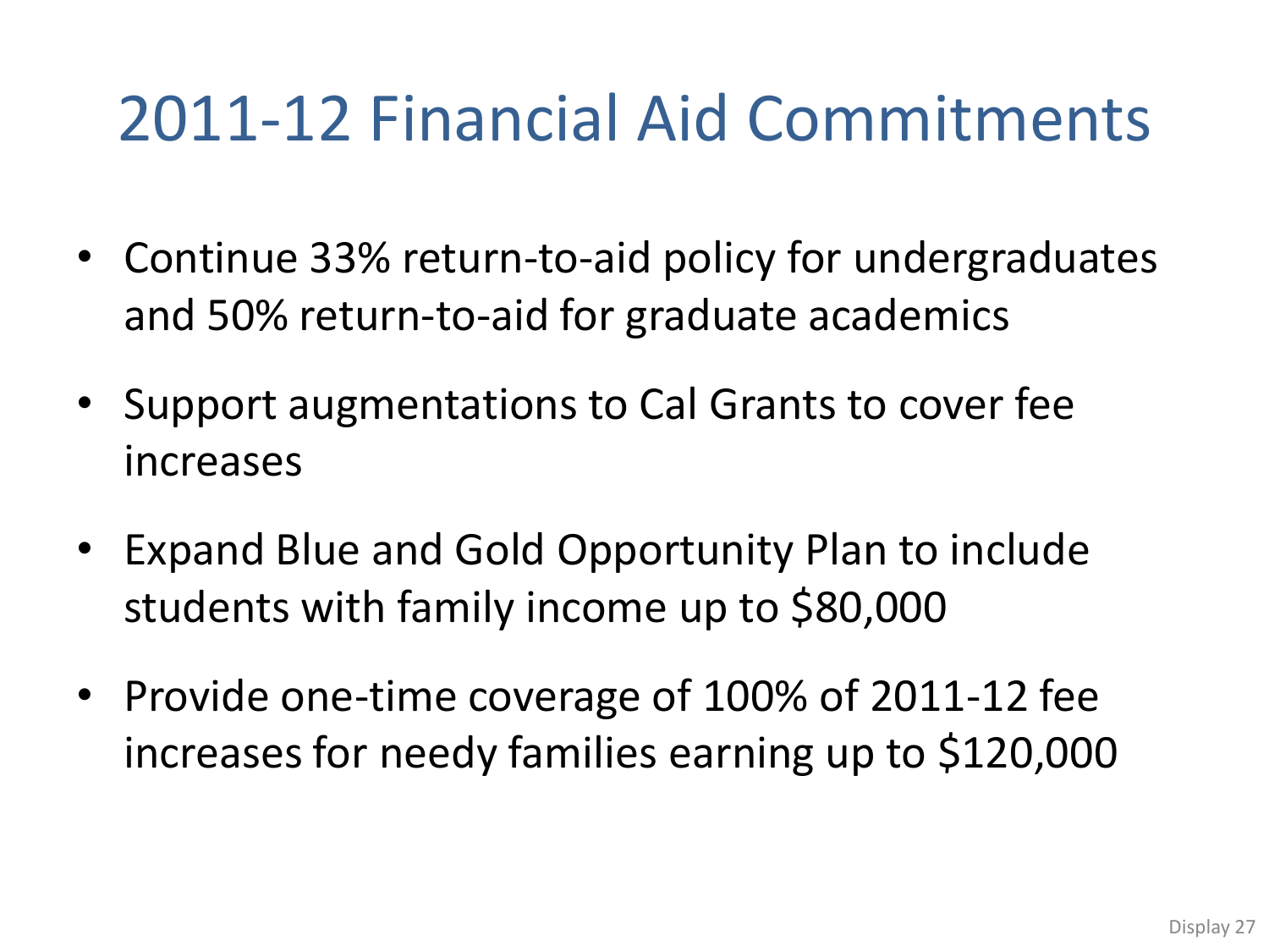# 2011-12 Financial Aid Commitments

- Continue 33% return-to-aid policy for undergraduates and 50% return-to-aid for graduate academics
- Support augmentations to Cal Grants to cover fee increases
- Expand Blue and Gold Opportunity Plan to include students with family income up to $80,000
- Provide one-time coverage of 100% of 2011-12 fee increases for needy families earning up to $120,000

Display 27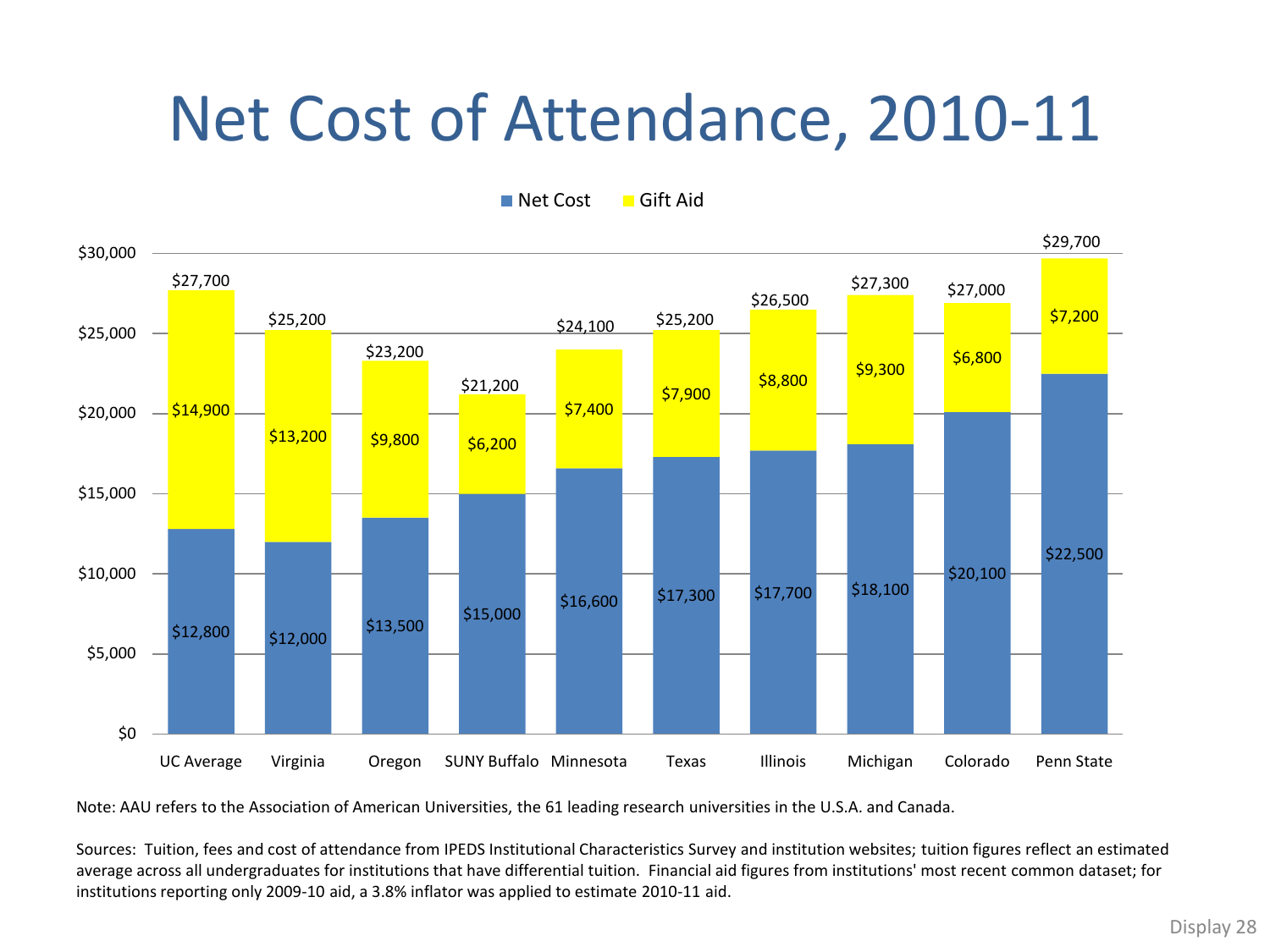# Net Cost of Attendance, 2010-11

| Institution | Net Cost | Gift Aid | Total |
|---|---|---|---|
| UC Average | $12,800 | $14,900 | $27,700 |
| Virginia | $12,000 | $13,200 | $25,200 |
| Oregon | $13,500 | $9,800 | $23,200 |
| SUNY Buffalo | $15,000 | $6,200 | $21,200 |
| Minnesota | $16,600 | $7,400 | $24,100 |
| Texas | $17,300 | $7,900 | $25,200 |
| Illinois | $17,700 | $8,800 | $26,500 |
| Michigan | $18,100 | $9,300 | $27,300 |
| Colorado | $20,100 | $6,800 | $27,000 |
| Penn State | $22,500 | $7,200 | $29,700 |

Note: AAU refers to the Association of American Universities, the 61 leading research universities in the U.S.A. and Canada.

Sources: Tuition, fees and cost of attendance from IPEDS Institutional Characteristics Survey and institution websites; tuition figures reflect an estimated average across all undergraduates for institutions that have differential tuition. Financial aid figures from institutions' most recent common dataset; for institutions reporting only 2009-10 aid, a 3.8% inflator was applied to estimate 2010-11 aid.

Display 28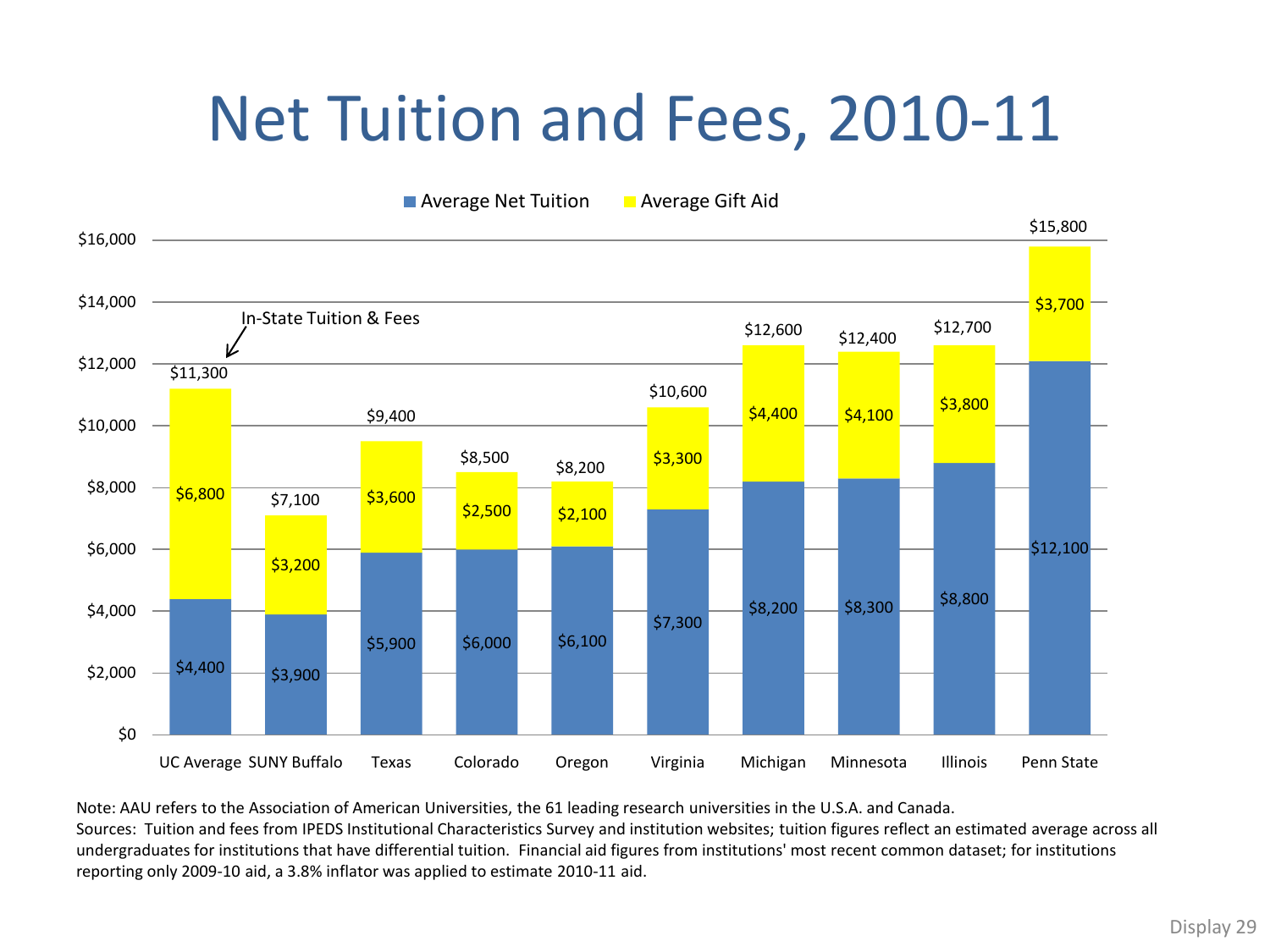# Net Tuition and Fees, 2010-11

| Institution | Average Net Tuition | Average Gift Aid | In-State Tuition & Fees |
|---|---|---|---|
| UC Average | $4,400 | $6,800 | $11,300 |
| SUNY Buffalo | $3,900 | $3,200 | $7,100 |
| Texas | $5,900 | $3,600 | $9,400 |
| Colorado | $6,000 | $2,500 | $8,500 |
| Oregon | $6,100 | $2,100 | $8,200 |
| Virginia | $7,300 | $3,300 | $10,600 |
| Michigan | $8,200 | $4,400 | $12,600 |
| Minnesota | $8,300 | $4,100 | $12,400 |
| Illinois | $8,800 | $3,800 | $12,700 |
| Penn State | $12,100 | $3,700 | $15,800 |

Note: AAU refers to the Association of American Universities, the 61 leading research universities in the U.S.A. and Canada.
Sources: Tuition and fees from IPEDS Institutional Characteristics Survey and institution websites; tuition figures reflect an estimated average across all undergraduates for institutions that have differential tuition. Financial aid figures from institutions' most recent common dataset; for institutions reporting only 2009-10 aid, a 3.8% inflator was applied to estimate 2010-11 aid.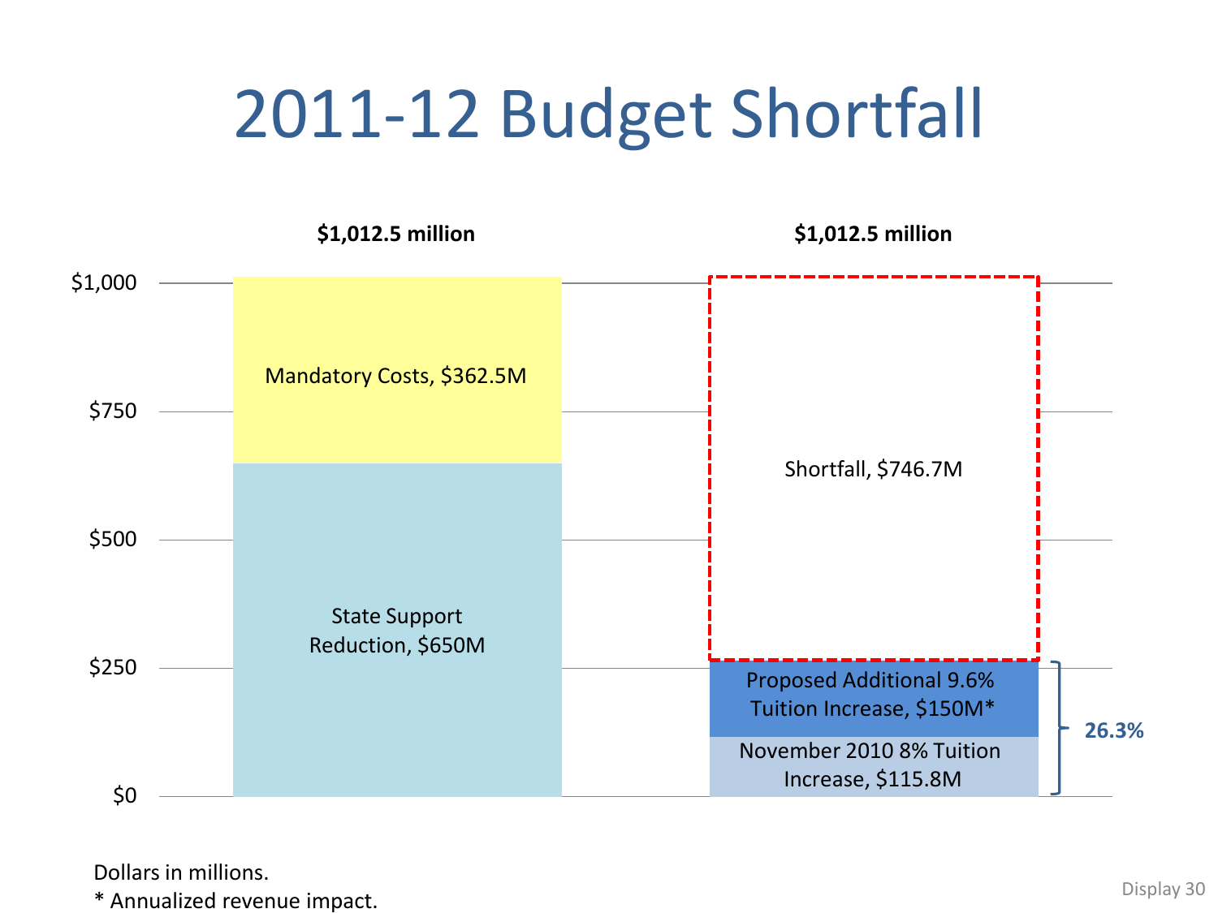# 2011-12 Budget Shortfall

$1,012.5 million

$1,012.5 million

$1,000

$750

$500

$250

$0

Mandatory Costs, $362.5M

State Support Reduction, $650M

Shortfall, $746.7M

Proposed Additional 9.6% Tuition Increase, $150M*

November 2010 8% Tuition Increase, $115.8M

26.3%

Dollars in millions.

* Annualized revenue impact.

Display 30